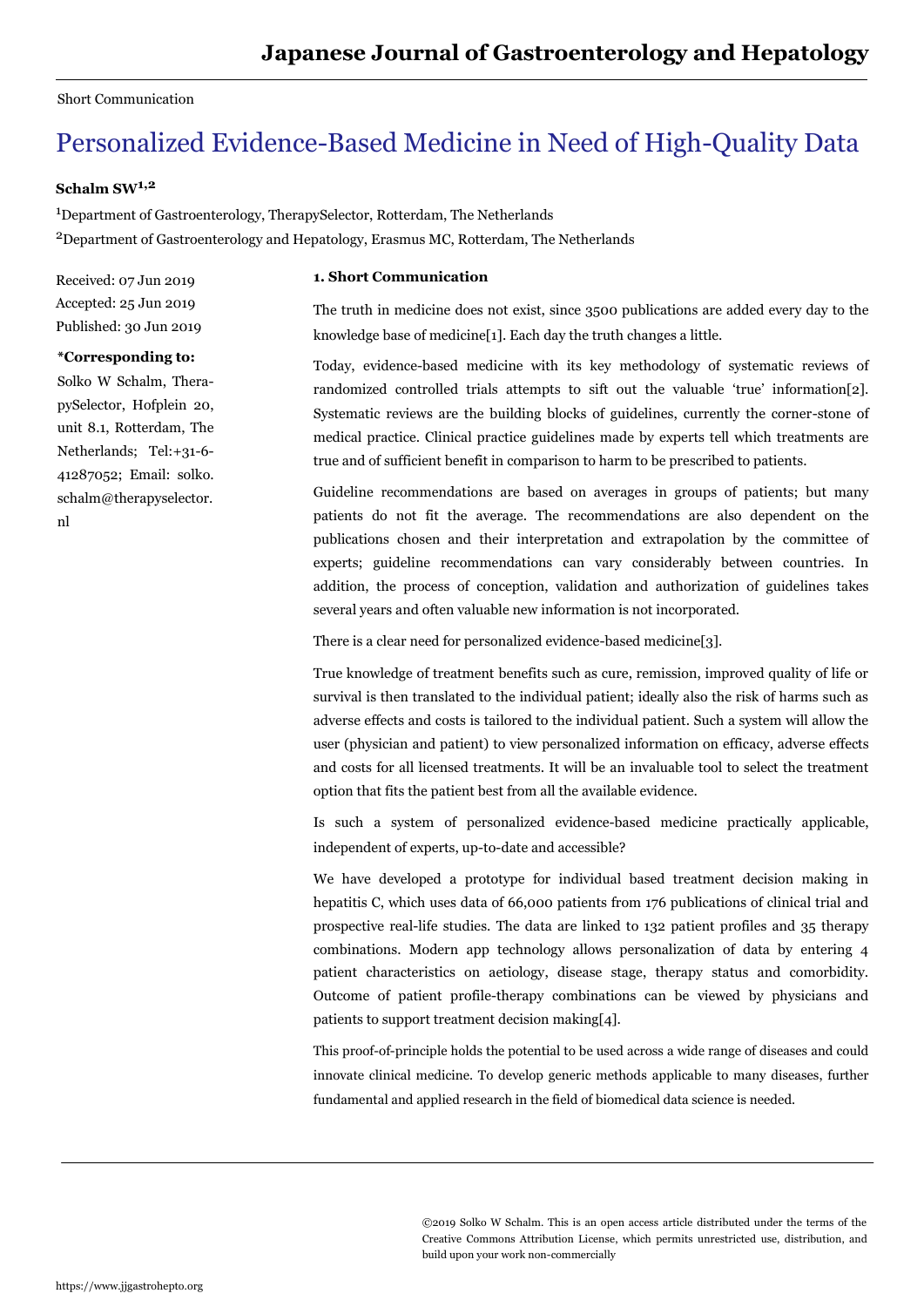Short Communication

# Personalized Evidence-Based Medicine in Need of High-Quality Data

**Schalm SW[1,2]**

[1]Department of Gastroenterology, TherapySelector, Rotterdam, The Netherlands

[2]Department of Gastroenterology and Hepatology, Erasmus MC, Rotterdam, The Netherlands

Received: 07 Jun 2019
Accepted: 25 Jun 2019
Published: 30 Jun 2019

**\*Corresponding to:**
Solko W Schalm, TherapySelector, Hofplein 20, unit 8.1, Rotterdam, The Netherlands; Tel:+31-6-41287052; Email: solko.schalm@therapyselector.nl

## 1. Short Communication

The truth in medicine does not exist, since 3500 publications are added every day to the knowledge base of medicine[1]. Each day the truth changes a little.

Today, evidence-based medicine with its key methodology of systematic reviews of randomized controlled trials attempts to sift out the valuable 'true' information[2]. Systematic reviews are the building blocks of guidelines, currently the corner-stone of medical practice. Clinical practice guidelines made by experts tell which treatments are true and of sufficient benefit in comparison to harm to be prescribed to patients.

Guideline recommendations are based on averages in groups of patients; but many patients do not fit the average. The recommendations are also dependent on the publications chosen and their interpretation and extrapolation by the committee of experts; guideline recommendations can vary considerably between countries. In addition, the process of conception, validation and authorization of guidelines takes several years and often valuable new information is not incorporated.

There is a clear need for personalized evidence-based medicine[3].

True knowledge of treatment benefits such as cure, remission, improved quality of life or survival is then translated to the individual patient; ideally also the risk of harms such as adverse effects and costs is tailored to the individual patient. Such a system will allow the user (physician and patient) to view personalized information on efficacy, adverse effects and costs for all licensed treatments. It will be an invaluable tool to select the treatment option that fits the patient best from all the available evidence.

Is such a system of personalized evidence-based medicine practically applicable, independent of experts, up-to-date and accessible?

We have developed a prototype for individual based treatment decision making in hepatitis C, which uses data of 66,000 patients from 176 publications of clinical trial and prospective real-life studies. The data are linked to 132 patient profiles and 35 therapy combinations. Modern app technology allows personalization of data by entering 4 patient characteristics on aetiology, disease stage, therapy status and comorbidity. Outcome of patient profile-therapy combinations can be viewed by physicians and patients to support treatment decision making[4].

This proof-of-principle holds the potential to be used across a wide range of diseases and could innovate clinical medicine. To develop generic methods applicable to many diseases, further fundamental and applied research in the field of biomedical data science is needed.

©2019 Solko W Schalm. This is an open access article distributed under the terms of the Creative Commons Attribution License, which permits unrestricted use, distribution, and build upon your work non-commercially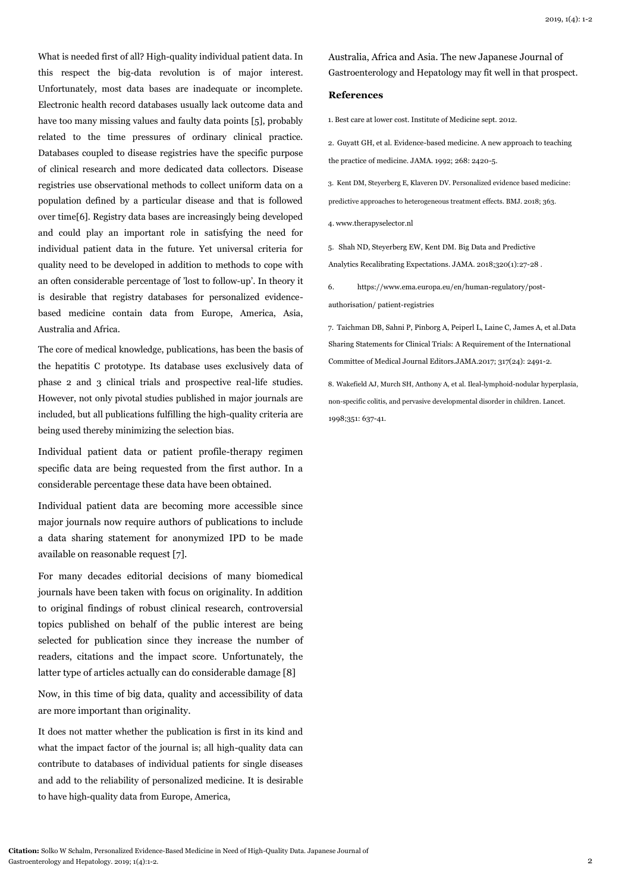What is needed first of all? High-quality individual patient data. In this respect the big-data revolution is of major interest. Unfortunately, most data bases are inadequate or incomplete. Electronic health record databases usually lack outcome data and have too many missing values and faulty data points [5], probably related to the time pressures of ordinary clinical practice. Databases coupled to disease registries have the specific purpose of clinical research and more dedicated data collectors. Disease registries use observational methods to collect uniform data on a population defined by a particular disease and that is followed over time[6]. Registry data bases are increasingly being developed and could play an important role in satisfying the need for individual patient data in the future. Yet universal criteria for quality need to be developed in addition to methods to cope with an often considerable percentage of 'lost to follow-up'. In theory it is desirable that registry databases for personalized evidence-based medicine contain data from Europe, America, Asia, Australia and Africa.

The core of medical knowledge, publications, has been the basis of the hepatitis C prototype. Its database uses exclusively data of phase 2 and 3 clinical trials and prospective real-life studies. However, not only pivotal studies published in major journals are included, but all publications fulfilling the high-quality criteria are being used thereby minimizing the selection bias.

Individual patient data or patient profile-therapy regimen specific data are being requested from the first author. In a considerable percentage these data have been obtained.

Individual patient data are becoming more accessible since major journals now require authors of publications to include a data sharing statement for anonymized IPD to be made available on reasonable request [7].

For many decades editorial decisions of many biomedical journals have been taken with focus on originality. In addition to original findings of robust clinical research, controversial topics published on behalf of the public interest are being selected for publication since they increase the number of readers, citations and the impact score. Unfortunately, the latter type of articles actually can do considerable damage [8]

Now, in this time of big data, quality and accessibility of data are more important than originality.

It does not matter whether the publication is first in its kind and what the impact factor of the journal is; all high-quality data can contribute to databases of individual patients for single diseases and add to the reliability of personalized medicine. It is desirable to have high-quality data from Europe, America, Australia, Africa and Asia. The new Japanese Journal of Gastroenterology and Hepatology may fit well in that prospect.

## References

1. Best care at lower cost. Institute of Medicine sept. 2012.

2. Guyatt GH, et al. Evidence-based medicine. A new approach to teaching the practice of medicine. JAMA. 1992; 268: 2420-5.

3. Kent DM, Steyerberg E, Klaveren DV. Personalized evidence based medicine: predictive approaches to heterogeneous treatment effects. BMJ. 2018; 363.

4. www.therapyselector.nl

5. Shah ND, Steyerberg EW, Kent DM. Big Data and Predictive Analytics Recalibrating Expectations. JAMA. 2018;320(1):27-28 .

6. https://www.ema.europa.eu/en/human-regulatory/post-authorisation/ patient-registries

7. Taichman DB, Sahni P, Pinborg A, Peiperl L, Laine C, James A, et al.Data Sharing Statements for Clinical Trials: A Requirement of the International Committee of Medical Journal Editors.JAMA.2017; 317(24): 2491-2.

8. Wakefield AJ, Murch SH, Anthony A, et al. Ileal-lymphoid-nodular hyperplasia, non-specific colitis, and pervasive developmental disorder in children. Lancet. 1998;351: 637-41.

**Citation:** Solko W Schalm, Personalized Evidence-Based Medicine in Need of High-Quality Data. Japanese Journal of Gastroenterology and Hepatology. 2019; 1(4):1-2.